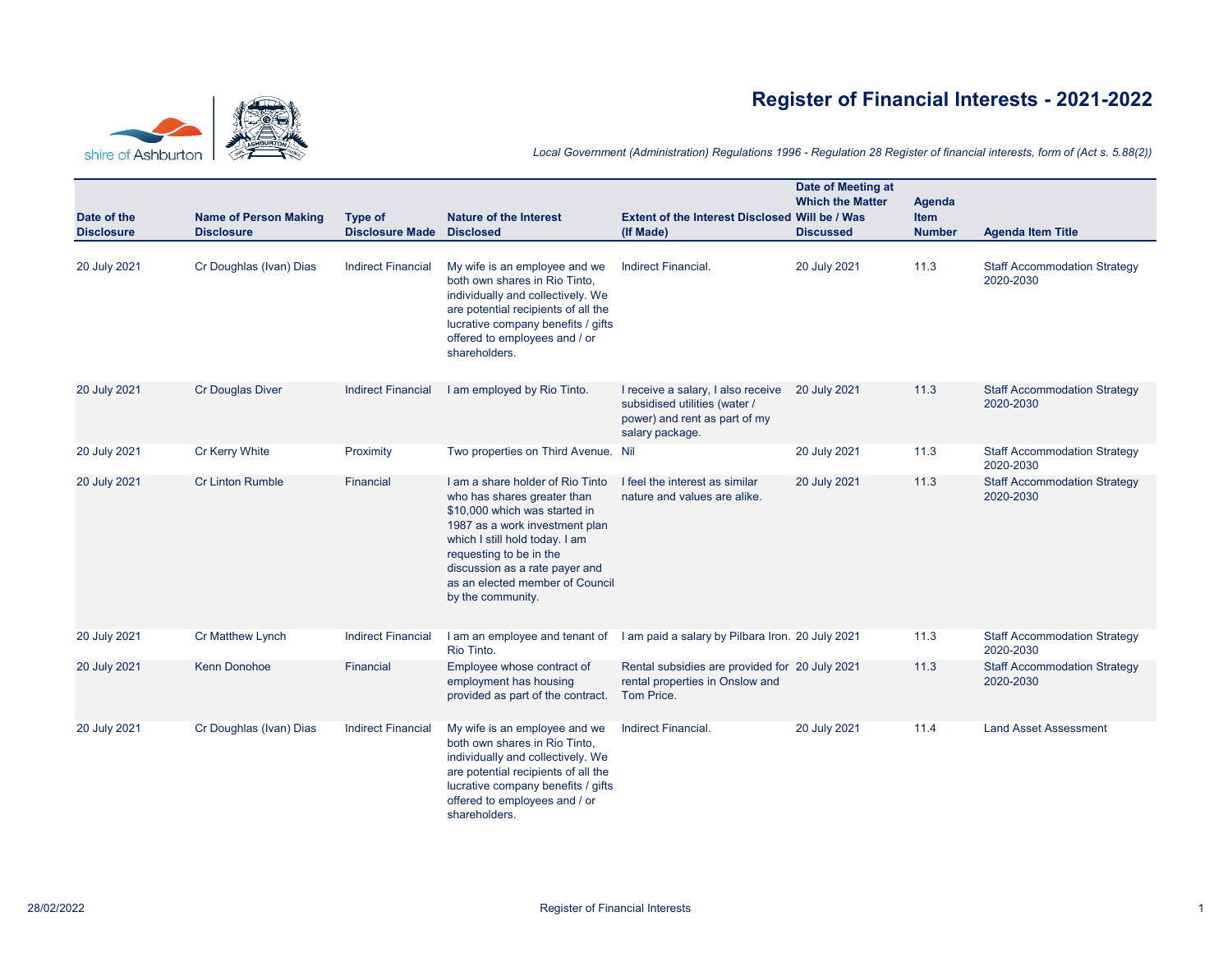# Register of Financial Interests - 2021-2022

*Local Government (Administration) Regulations 1996 - Regulation 28 Register of financial interests, form of (Act s. 5.88(2))*

| Date of the Disclosure | Name of Person Making Disclosure | Type of Disclosure Made | Nature of the Interest Disclosed | Extent of the Interest Disclosed (If Made) | Date of Meeting at Which the Matter Will be / Was Discussed | Agenda Item Number | Agenda Item Title |
|---|---|---|---|---|---|---|---|
| 20 July 2021 | Cr Doughlas (Ivan) Dias | Indirect Financial | My wife is an employee and we both own shares in Rio Tinto, individually and collectively. We are potential recipients of all the lucrative company benefits / gifts offered to employees and / or shareholders. | Indirect Financial. | 20 July 2021 | 11.3 | Staff Accommodation Strategy 2020-2030 |
| 20 July 2021 | Cr Douglas Diver | Indirect Financial | I am employed by Rio Tinto. | I receive a salary, I also receive subsidised utilities (water / power) and rent as part of my salary package. | 20 July 2021 | 11.3 | Staff Accommodation Strategy 2020-2030 |
| 20 July 2021 | Cr Kerry White | Proximity | Two properties on Third Avenue. | Nil | 20 July 2021 | 11.3 | Staff Accommodation Strategy 2020-2030 |
| 20 July 2021 | Cr Linton Rumble | Financial | I am a share holder of Rio Tinto who has shares greater than $10,000 which was started in 1987 as a work investment plan which I still hold today. I am requesting to be in the discussion as a rate payer and as an elected member of Council by the community. | I feel the interest as similar nature and values are alike. | 20 July 2021 | 11.3 | Staff Accommodation Strategy 2020-2030 |
| 20 July 2021 | Cr Matthew Lynch | Indirect Financial | I am an employee and tenant of Rio Tinto. | I am paid a salary by Pilbara Iron. | 20 July 2021 | 11.3 | Staff Accommodation Strategy 2020-2030 |
| 20 July 2021 | Kenn Donohoe | Financial | Employee whose contract of employment has housing provided as part of the contract. | Rental subsidies are provided for rental properties in Onslow and Tom Price. | 20 July 2021 | 11.3 | Staff Accommodation Strategy 2020-2030 |
| 20 July 2021 | Cr Doughlas (Ivan) Dias | Indirect Financial | My wife is an employee and we both own shares in Rio Tinto, individually and collectively. We are potential recipients of all the lucrative company benefits / gifts offered to employees and / or shareholders. | Indirect Financial. | 20 July 2021 | 11.4 | Land Asset Assessment |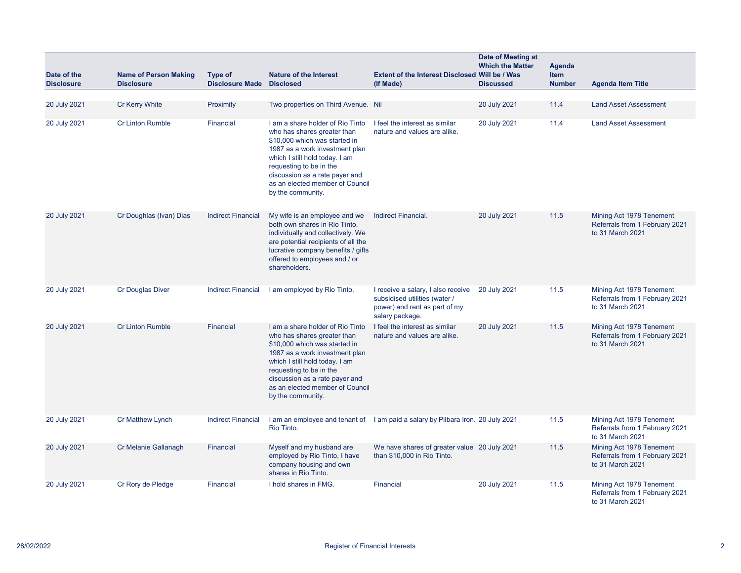| Date of the Disclosure | Name of Person Making Disclosure | Type of Disclosure Made | Nature of the Interest Disclosed | Extent of the Interest Disclosed (If Made) | Date of Meeting at Which the Matter Will be / Was Discussed | Agenda Item Number | Agenda Item Title |
|---|---|---|---|---|---|---|---|
| 20 July 2021 | Cr Kerry White | Proximity | Two properties on Third Avenue. | Nil | 20 July 2021 | 11.4 | Land Asset Assessment |
| 20 July 2021 | Cr Linton Rumble | Financial | I am a share holder of Rio Tinto who has shares greater than $10,000 which was started in 1987 as a work investment plan which I still hold today. I am requesting to be in the discussion as a rate payer and as an elected member of Council by the community. | I feel the interest as similar nature and values are alike. | 20 July 2021 | 11.4 | Land Asset Assessment |
| 20 July 2021 | Cr Doughlas (Ivan) Dias | Indirect Financial | My wife is an employee and we both own shares in Rio Tinto, individually and collectively. We are potential recipients of all the lucrative company benefits / gifts offered to employees and / or shareholders. | Indirect Financial. | 20 July 2021 | 11.5 | Mining Act 1978 Tenement Referrals from 1 February 2021 to 31 March 2021 |
| 20 July 2021 | Cr Douglas Diver | Indirect Financial | I am employed by Rio Tinto. | I receive a salary, I also receive subsidised utilities (water / power) and rent as part of my salary package. | 20 July 2021 | 11.5 | Mining Act 1978 Tenement Referrals from 1 February 2021 to 31 March 2021 |
| 20 July 2021 | Cr Linton Rumble | Financial | I am a share holder of Rio Tinto who has shares greater than $10,000 which was started in 1987 as a work investment plan which I still hold today. I am requesting to be in the discussion as a rate payer and as an elected member of Council by the community. | I feel the interest as similar nature and values are alike. | 20 July 2021 | 11.5 | Mining Act 1978 Tenement Referrals from 1 February 2021 to 31 March 2021 |
| 20 July 2021 | Cr Matthew Lynch | Indirect Financial | I am an employee and tenant of Rio Tinto. | I am paid a salary by Pilbara Iron. | 20 July 2021 | 11.5 | Mining Act 1978 Tenement Referrals from 1 February 2021 to 31 March 2021 |
| 20 July 2021 | Cr Melanie Gallanagh | Financial | Myself and my husband are employed by Rio Tinto, I have company housing and own shares in Rio Tinto. | We have shares of greater value than $10,000 in Rio Tinto. | 20 July 2021 | 11.5 | Mining Act 1978 Tenement Referrals from 1 February 2021 to 31 March 2021 |
| 20 July 2021 | Cr Rory de Pledge | Financial | I hold shares in FMG. | Financial | 20 July 2021 | 11.5 | Mining Act 1978 Tenement Referrals from 1 February 2021 to 31 March 2021 |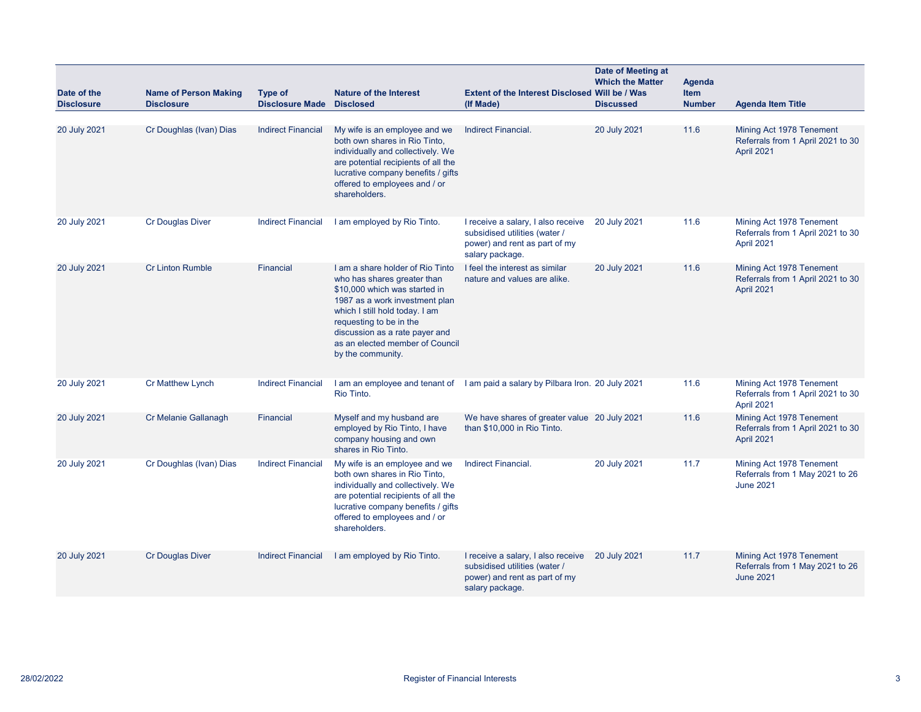| Date of the Disclosure | Name of Person Making Disclosure | Type of Disclosure Made | Nature of the Interest Disclosed | Extent of the Interest Disclosed (If Made) | Date of Meeting at Which the Matter Will be / Was Discussed | Agenda Item Number | Agenda Item Title |
|---|---|---|---|---|---|---|---|
| 20 July 2021 | Cr Doughlas (Ivan) Dias | Indirect Financial | My wife is an employee and we both own shares in Rio Tinto, individually and collectively. We are potential recipients of all the lucrative company benefits / gifts offered to employees and / or shareholders. | Indirect Financial. | 20 July 2021 | 11.6 | Mining Act 1978 Tenement Referrals from 1 April 2021 to 30 April 2021 |
| 20 July 2021 | Cr Douglas Diver | Indirect Financial | I am employed by Rio Tinto. | I receive a salary, I also receive subsidised utilities (water / power) and rent as part of my salary package. | 20 July 2021 | 11.6 | Mining Act 1978 Tenement Referrals from 1 April 2021 to 30 April 2021 |
| 20 July 2021 | Cr Linton Rumble | Financial | I am a share holder of Rio Tinto who has shares greater than $10,000 which was started in 1987 as a work investment plan which I still hold today. I am requesting to be in the discussion as a rate payer and as an elected member of Council by the community. | I feel the interest as similar nature and values are alike. | 20 July 2021 | 11.6 | Mining Act 1978 Tenement Referrals from 1 April 2021 to 30 April 2021 |
| 20 July 2021 | Cr Matthew Lynch | Indirect Financial | I am an employee and tenant of Rio Tinto. | I am paid a salary by Pilbara Iron. | 20 July 2021 | 11.6 | Mining Act 1978 Tenement Referrals from 1 April 2021 to 30 April 2021 |
| 20 July 2021 | Cr Melanie Gallanagh | Financial | Myself and my husband are employed by Rio Tinto, I have company housing and own shares in Rio Tinto. | We have shares of greater value than $10,000 in Rio Tinto. | 20 July 2021 | 11.6 | Mining Act 1978 Tenement Referrals from 1 April 2021 to 30 April 2021 |
| 20 July 2021 | Cr Doughlas (Ivan) Dias | Indirect Financial | My wife is an employee and we both own shares in Rio Tinto, individually and collectively. We are potential recipients of all the lucrative company benefits / gifts offered to employees and / or shareholders. | Indirect Financial. | 20 July 2021 | 11.7 | Mining Act 1978 Tenement Referrals from 1 May 2021 to 26 June 2021 |
| 20 July 2021 | Cr Douglas Diver | Indirect Financial | I am employed by Rio Tinto. | I receive a salary, I also receive subsidised utilities (water / power) and rent as part of my salary package. | 20 July 2021 | 11.7 | Mining Act 1978 Tenement Referrals from 1 May 2021 to 26 June 2021 |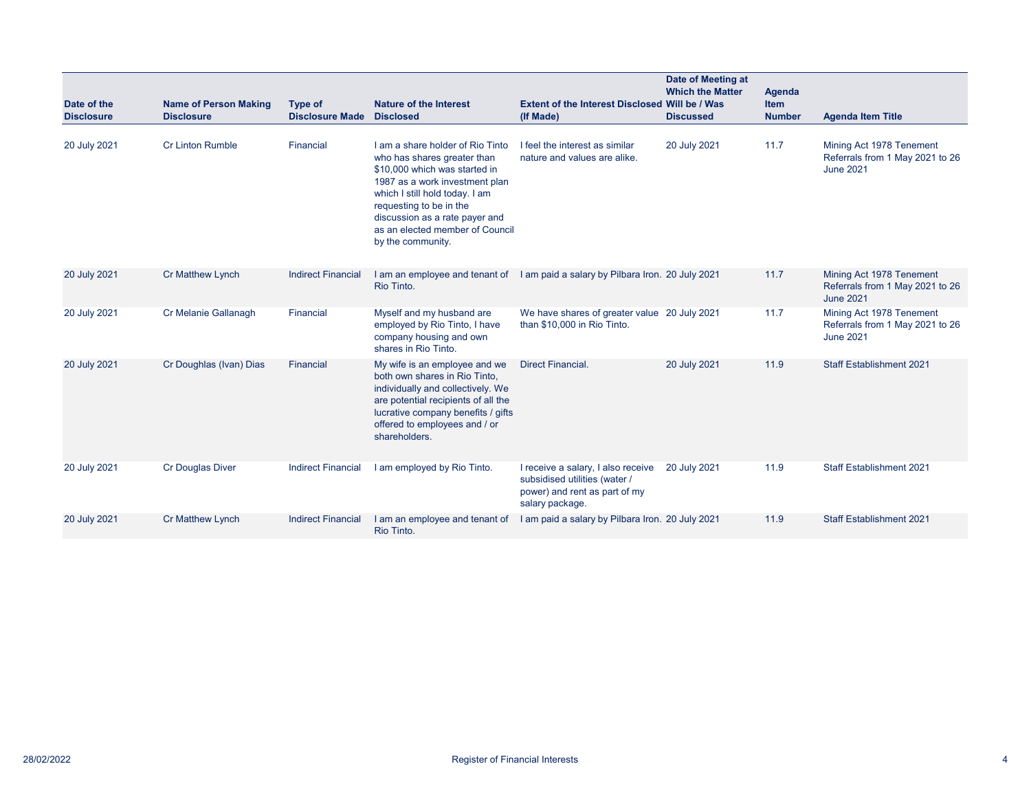| Date of the Disclosure | Name of Person Making Disclosure | Type of Disclosure Made | Nature of the Interest Disclosed | Extent of the Interest Disclosed (If Made) | Date of Meeting at Which the Matter Will be / Was Discussed | Agenda Item Number | Agenda Item Title |
|---|---|---|---|---|---|---|---|
| 20 July 2021 | Cr Linton Rumble | Financial | I am a share holder of Rio Tinto who has shares greater than $10,000 which was started in 1987 as a work investment plan which I still hold today. I am requesting to be in the discussion as a rate payer and as an elected member of Council by the community. | I feel the interest as similar nature and values are alike. | 20 July 2021 | 11.7 | Mining Act 1978 Tenement Referrals from 1 May 2021 to 26 June 2021 |
| 20 July 2021 | Cr Matthew Lynch | Indirect Financial | I am an employee and tenant of Rio Tinto. | I am paid a salary by Pilbara Iron. | 20 July 2021 | 11.7 | Mining Act 1978 Tenement Referrals from 1 May 2021 to 26 June 2021 |
| 20 July 2021 | Cr Melanie Gallanagh | Financial | Myself and my husband are employed by Rio Tinto, I have company housing and own shares in Rio Tinto. | We have shares of greater value than $10,000 in Rio Tinto. | 20 July 2021 | 11.7 | Mining Act 1978 Tenement Referrals from 1 May 2021 to 26 June 2021 |
| 20 July 2021 | Cr Doughlas (Ivan) Dias | Financial | My wife is an employee and we both own shares in Rio Tinto, individually and collectively. We are potential recipients of all the lucrative company benefits / gifts offered to employees and / or shareholders. | Direct Financial. | 20 July 2021 | 11.9 | Staff Establishment 2021 |
| 20 July 2021 | Cr Douglas Diver | Indirect Financial | I am employed by Rio Tinto. | I receive a salary, I also receive subsidised utilities (water / power) and rent as part of my salary package. | 20 July 2021 | 11.9 | Staff Establishment 2021 |
| 20 July 2021 | Cr Matthew Lynch | Indirect Financial | I am an employee and tenant of Rio Tinto. | I am paid a salary by Pilbara Iron. | 20 July 2021 | 11.9 | Staff Establishment 2021 |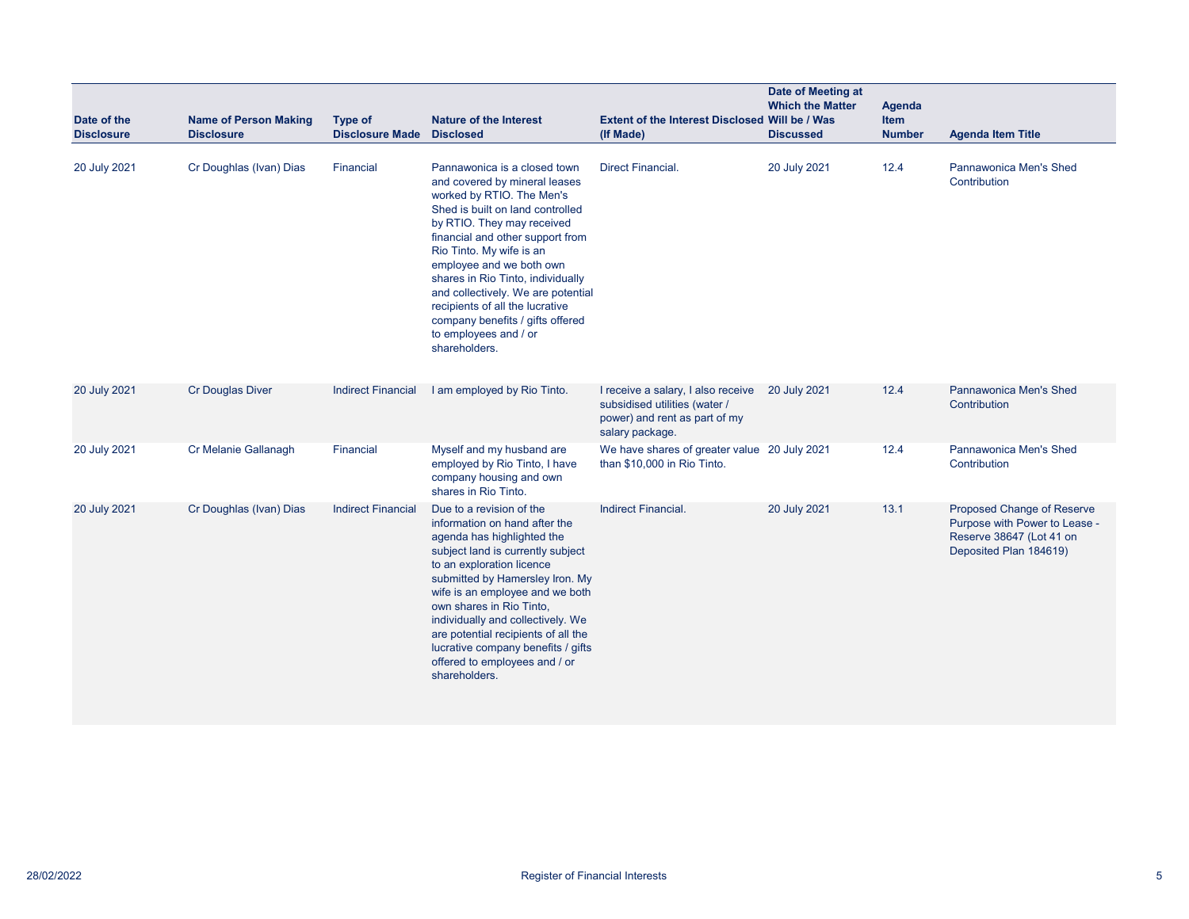| Date of the Disclosure | Name of Person Making Disclosure | Type of Disclosure Made | Nature of the Interest Disclosed | Extent of the Interest Disclosed (If Made) | Date of Meeting at Which the Matter Will be / Was Discussed | Agenda Item Number | Agenda Item Title |
|---|---|---|---|---|---|---|---|
| 20 July 2021 | Cr Doughlas (Ivan) Dias | Financial | Pannawonica is a closed town and covered by mineral leases worked by RTIO. The Men's Shed is built on land controlled by RTIO. They may received financial and other support from Rio Tinto. My wife is an employee and we both own shares in Rio Tinto, individually and collectively. We are potential recipients of all the lucrative company benefits / gifts offered to employees and / or shareholders. | Direct Financial. | 20 July 2021 | 12.4 | Pannawonica Men's Shed Contribution |
| 20 July 2021 | Cr Douglas Diver | Indirect Financial | I am employed by Rio Tinto. | I receive a salary, I also receive subsidised utilities (water / power) and rent as part of my salary package. | 20 July 2021 | 12.4 | Pannawonica Men's Shed Contribution |
| 20 July 2021 | Cr Melanie Gallanagh | Financial | Myself and my husband are employed by Rio Tinto, I have company housing and own shares in Rio Tinto. | We have shares of greater value than $10,000 in Rio Tinto. | 20 July 2021 | 12.4 | Pannawonica Men's Shed Contribution |
| 20 July 2021 | Cr Doughlas (Ivan) Dias | Indirect Financial | Due to a revision of the information on hand after the agenda has highlighted the subject land is currently subject to an exploration licence submitted by Hamersley Iron. My wife is an employee and we both own shares in Rio Tinto, individually and collectively. We are potential recipients of all the lucrative company benefits / gifts offered to employees and / or shareholders. | Indirect Financial. | 20 July 2021 | 13.1 | Proposed Change of Reserve Purpose with Power to Lease - Reserve 38647 (Lot 41 on Deposited Plan 184619) |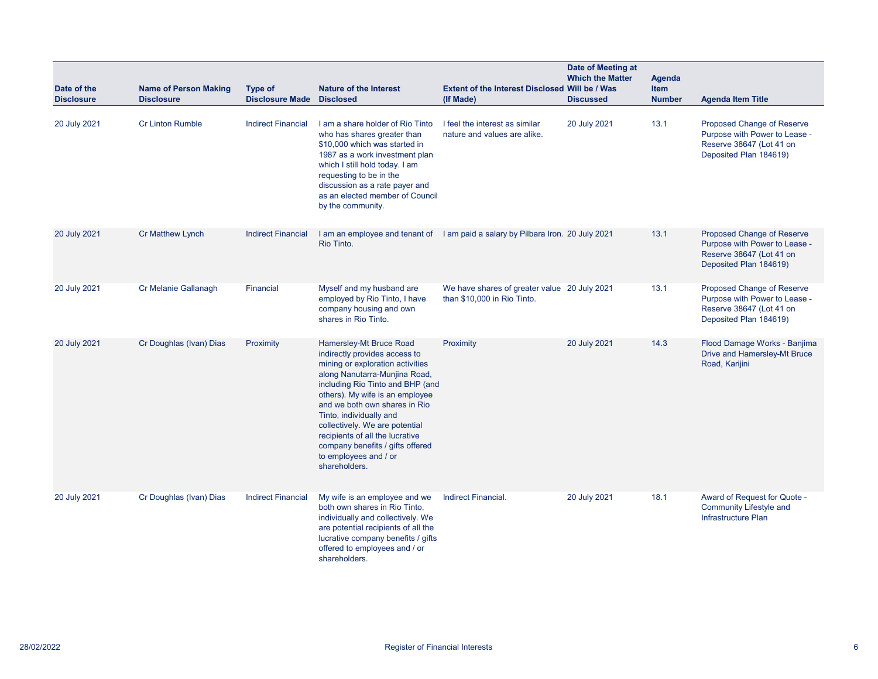| Date of the Disclosure | Name of Person Making Disclosure | Type of Disclosure Made | Nature of the Interest Disclosed | Extent of the Interest Disclosed (If Made) | Date of Meeting at Which the Matter Will be / Was Discussed | Agenda Item Number | Agenda Item Title |
|---|---|---|---|---|---|---|---|
| 20 July 2021 | Cr Linton Rumble | Indirect Financial | I am a share holder of Rio Tinto who has shares greater than $10,000 which was started in 1987 as a work investment plan which I still hold today. I am requesting to be in the discussion as a rate payer and as an elected member of Council by the community. | I feel the interest as similar nature and values are alike. | 20 July 2021 | 13.1 | Proposed Change of Reserve Purpose with Power to Lease - Reserve 38647 (Lot 41 on Deposited Plan 184619) |
| 20 July 2021 | Cr Matthew Lynch | Indirect Financial | I am an employee and tenant of Rio Tinto. | I am paid a salary by Pilbara Iron. | 20 July 2021 | 13.1 | Proposed Change of Reserve Purpose with Power to Lease - Reserve 38647 (Lot 41 on Deposited Plan 184619) |
| 20 July 2021 | Cr Melanie Gallanagh | Financial | Myself and my husband are employed by Rio Tinto, I have company housing and own shares in Rio Tinto. | We have shares of greater value than $10,000 in Rio Tinto. | 20 July 2021 | 13.1 | Proposed Change of Reserve Purpose with Power to Lease - Reserve 38647 (Lot 41 on Deposited Plan 184619) |
| 20 July 2021 | Cr Doughlas (Ivan) Dias | Proximity | Hamersley-Mt Bruce Road indirectly provides access to mining or exploration activities along Nanutarra-Munjina Road, including Rio Tinto and BHP (and others). My wife is an employee and we both own shares in Rio Tinto, individually and collectively. We are potential recipients of all the lucrative company benefits / gifts offered to employees and / or shareholders. | Proximity | 20 July 2021 | 14.3 | Flood Damage Works - Banjima Drive and Hamersley-Mt Bruce Road, Karijini |
| 20 July 2021 | Cr Doughlas (Ivan) Dias | Indirect Financial | My wife is an employee and we both own shares in Rio Tinto, individually and collectively. We are potential recipients of all the lucrative company benefits / gifts offered to employees and / or shareholders. | Indirect Financial. | 20 July 2021 | 18.1 | Award of Request for Quote - Community Lifestyle and Infrastructure Plan |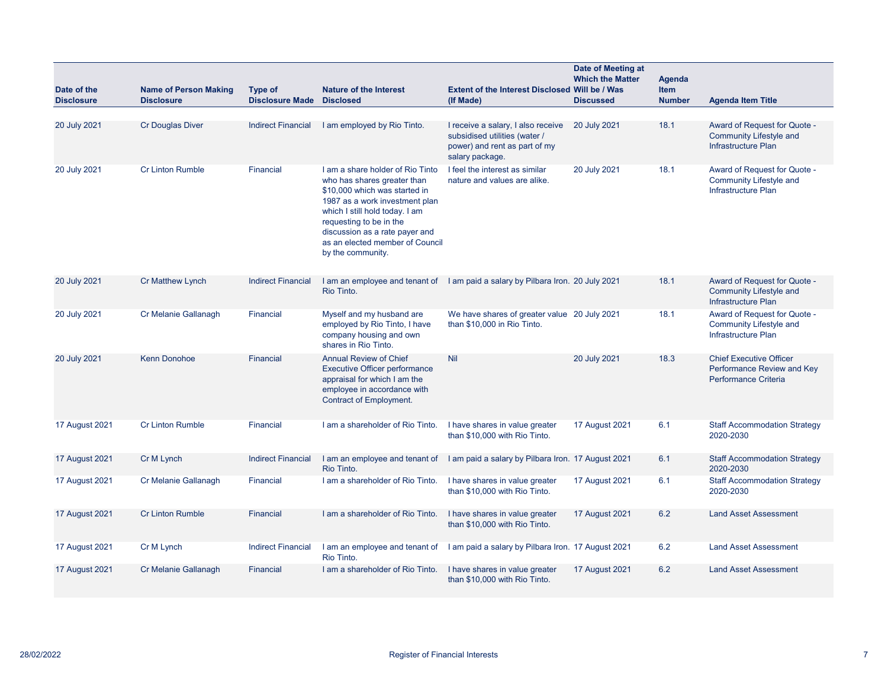| Date of the Disclosure | Name of Person Making Disclosure | Type of Disclosure Made | Nature of the Interest Disclosed | Extent of the Interest Disclosed (If Made) | Date of Meeting at Which the Matter Will be / Was Discussed | Agenda Item Number | Agenda Item Title |
|---|---|---|---|---|---|---|---|
| 20 July 2021 | Cr Douglas Diver | Indirect Financial | I am employed by Rio Tinto. | I receive a salary, I also receive subsidised utilities (water / power) and rent as part of my salary package. | 20 July 2021 | 18.1 | Award of Request for Quote - Community Lifestyle and Infrastructure Plan |
| 20 July 2021 | Cr Linton Rumble | Financial | I am a share holder of Rio Tinto who has shares greater than $10,000 which was started in 1987 as a work investment plan which I still hold today. I am requesting to be in the discussion as a rate payer and as an elected member of Council by the community. | I feel the interest as similar nature and values are alike. | 20 July 2021 | 18.1 | Award of Request for Quote - Community Lifestyle and Infrastructure Plan |
| 20 July 2021 | Cr Matthew Lynch | Indirect Financial | I am an employee and tenant of Rio Tinto. | I am paid a salary by Pilbara Iron. | 20 July 2021 | 18.1 | Award of Request for Quote - Community Lifestyle and Infrastructure Plan |
| 20 July 2021 | Cr Melanie Gallanagh | Financial | Myself and my husband are employed by Rio Tinto, I have company housing and own shares in Rio Tinto. | We have shares of greater value than $10,000 in Rio Tinto. | 20 July 2021 | 18.1 | Award of Request for Quote - Community Lifestyle and Infrastructure Plan |
| 20 July 2021 | Kenn Donohoe | Financial | Annual Review of Chief Executive Officer performance appraisal for which I am the employee in accordance with Contract of Employment. | Nil | 20 July 2021 | 18.3 | Chief Executive Officer Performance Review and Key Performance Criteria |
| 17 August 2021 | Cr Linton Rumble | Financial | I am a shareholder of Rio Tinto. | I have shares in value greater than $10,000 with Rio Tinto. | 17 August 2021 | 6.1 | Staff Accommodation Strategy 2020-2030 |
| 17 August 2021 | Cr M Lynch | Indirect Financial | I am an employee and tenant of Rio Tinto. | I am paid a salary by Pilbara Iron. | 17 August 2021 | 6.1 | Staff Accommodation Strategy 2020-2030 |
| 17 August 2021 | Cr Melanie Gallanagh | Financial | I am a shareholder of Rio Tinto. | I have shares in value greater than $10,000 with Rio Tinto. | 17 August 2021 | 6.1 | Staff Accommodation Strategy 2020-2030 |
| 17 August 2021 | Cr Linton Rumble | Financial | I am a shareholder of Rio Tinto. | I have shares in value greater than $10,000 with Rio Tinto. | 17 August 2021 | 6.2 | Land Asset Assessment |
| 17 August 2021 | Cr M Lynch | Indirect Financial | I am an employee and tenant of Rio Tinto. | I am paid a salary by Pilbara Iron. | 17 August 2021 | 6.2 | Land Asset Assessment |
| 17 August 2021 | Cr Melanie Gallanagh | Financial | I am a shareholder of Rio Tinto. | I have shares in value greater than $10,000 with Rio Tinto. | 17 August 2021 | 6.2 | Land Asset Assessment |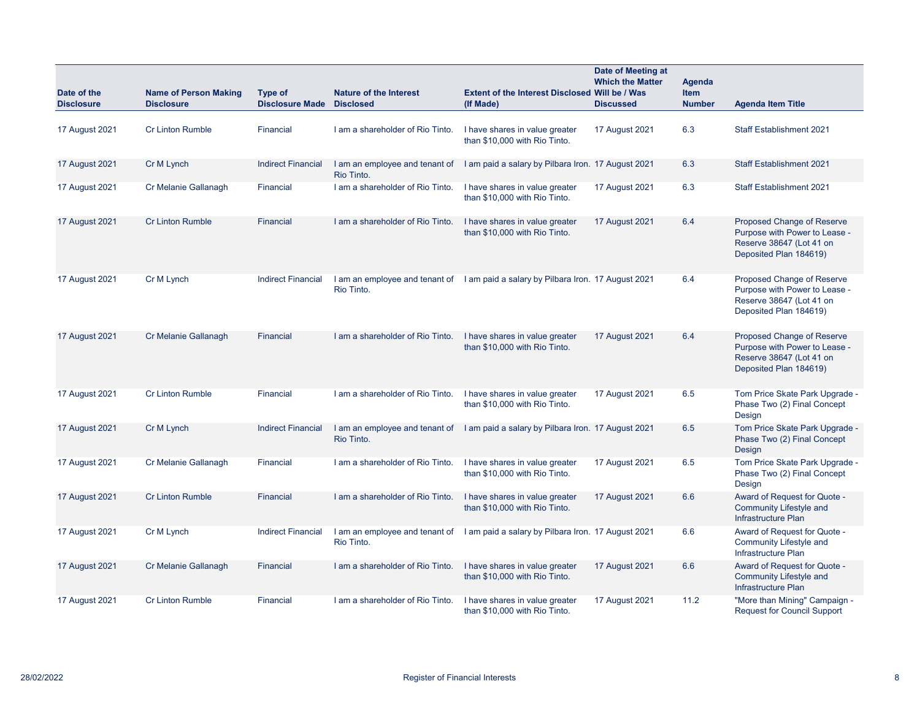| Date of the Disclosure | Name of Person Making Disclosure | Type of Disclosure Made | Nature of the Interest Disclosed | Extent of the Interest Disclosed (If Made) | Date of Meeting at Which the Matter Will be / Was Discussed | Agenda Item Number | Agenda Item Title |
|---|---|---|---|---|---|---|---|
| 17 August 2021 | Cr Linton Rumble | Financial | I am a shareholder of Rio Tinto. | I have shares in value greater than $10,000 with Rio Tinto. | 17 August 2021 | 6.3 | Staff Establishment 2021 |
| 17 August 2021 | Cr M Lynch | Indirect Financial | I am an employee and tenant of Rio Tinto. | I am paid a salary by Pilbara Iron. | 17 August 2021 | 6.3 | Staff Establishment 2021 |
| 17 August 2021 | Cr Melanie Gallanagh | Financial | I am a shareholder of Rio Tinto. | I have shares in value greater than $10,000 with Rio Tinto. | 17 August 2021 | 6.3 | Staff Establishment 2021 |
| 17 August 2021 | Cr Linton Rumble | Financial | I am a shareholder of Rio Tinto. | I have shares in value greater than $10,000 with Rio Tinto. | 17 August 2021 | 6.4 | Proposed Change of Reserve Purpose with Power to Lease - Reserve 38647 (Lot 41 on Deposited Plan 184619) |
| 17 August 2021 | Cr M Lynch | Indirect Financial | I am an employee and tenant of Rio Tinto. | I am paid a salary by Pilbara Iron. | 17 August 2021 | 6.4 | Proposed Change of Reserve Purpose with Power to Lease - Reserve 38647 (Lot 41 on Deposited Plan 184619) |
| 17 August 2021 | Cr Melanie Gallanagh | Financial | I am a shareholder of Rio Tinto. | I have shares in value greater than $10,000 with Rio Tinto. | 17 August 2021 | 6.4 | Proposed Change of Reserve Purpose with Power to Lease - Reserve 38647 (Lot 41 on Deposited Plan 184619) |
| 17 August 2021 | Cr Linton Rumble | Financial | I am a shareholder of Rio Tinto. | I have shares in value greater than $10,000 with Rio Tinto. | 17 August 2021 | 6.5 | Tom Price Skate Park Upgrade - Phase Two (2) Final Concept Design |
| 17 August 2021 | Cr M Lynch | Indirect Financial | I am an employee and tenant of Rio Tinto. | I am paid a salary by Pilbara Iron. | 17 August 2021 | 6.5 | Tom Price Skate Park Upgrade - Phase Two (2) Final Concept Design |
| 17 August 2021 | Cr Melanie Gallanagh | Financial | I am a shareholder of Rio Tinto. | I have shares in value greater than $10,000 with Rio Tinto. | 17 August 2021 | 6.5 | Tom Price Skate Park Upgrade - Phase Two (2) Final Concept Design |
| 17 August 2021 | Cr Linton Rumble | Financial | I am a shareholder of Rio Tinto. | I have shares in value greater than $10,000 with Rio Tinto. | 17 August 2021 | 6.6 | Award of Request for Quote - Community Lifestyle and Infrastructure Plan |
| 17 August 2021 | Cr M Lynch | Indirect Financial | I am an employee and tenant of Rio Tinto. | I am paid a salary by Pilbara Iron. | 17 August 2021 | 6.6 | Award of Request for Quote - Community Lifestyle and Infrastructure Plan |
| 17 August 2021 | Cr Melanie Gallanagh | Financial | I am a shareholder of Rio Tinto. | I have shares in value greater than $10,000 with Rio Tinto. | 17 August 2021 | 6.6 | Award of Request for Quote - Community Lifestyle and Infrastructure Plan |
| 17 August 2021 | Cr Linton Rumble | Financial | I am a shareholder of Rio Tinto. | I have shares in value greater than $10,000 with Rio Tinto. | 17 August 2021 | 11.2 | "More than Mining" Campaign - Request for Council Support |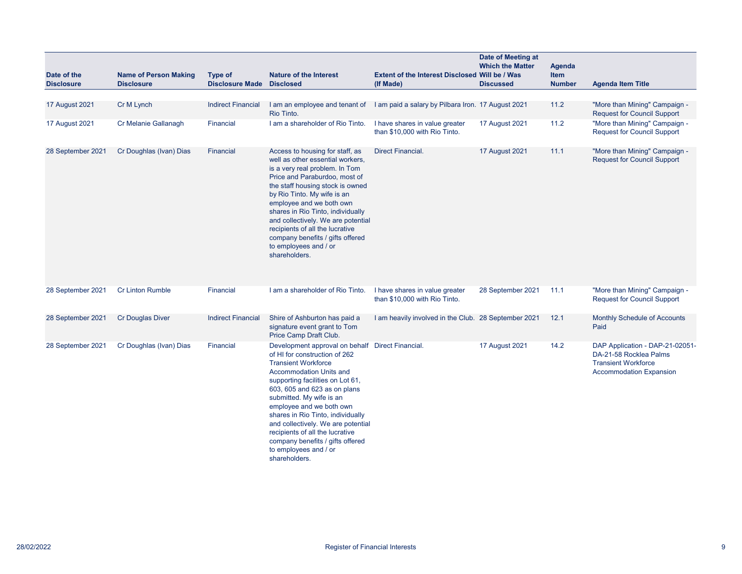| Date of the Disclosure | Name of Person Making Disclosure | Type of Disclosure Made | Nature of the Interest Disclosed | Extent of the Interest Disclosed (If Made) | Date of Meeting at Which the Matter Will be / Was Discussed | Agenda Item Number | Agenda Item Title |
|---|---|---|---|---|---|---|---|
| 17 August 2021 | Cr M Lynch | Indirect Financial | I am an employee and tenant of Rio Tinto. | I am paid a salary by Pilbara Iron. | 17 August 2021 | 11.2 | "More than Mining" Campaign - Request for Council Support |
| 17 August 2021 | Cr Melanie Gallanagh | Financial | I am a shareholder of Rio Tinto. | I have shares in value greater than $10,000 with Rio Tinto. | 17 August 2021 | 11.2 | "More than Mining" Campaign - Request for Council Support |
| 28 September 2021 | Cr Doughlas (Ivan) Dias | Financial | Access to housing for staff, as well as other essential workers, is a very real problem. In Tom Price and Paraburdoo, most of the staff housing stock is owned by Rio Tinto. My wife is an employee and we both own shares in Rio Tinto, individually and collectively. We are potential recipients of all the lucrative company benefits / gifts offered to employees and / or shareholders. | Direct Financial. | 17 August 2021 | 11.1 | "More than Mining" Campaign - Request for Council Support |
| 28 September 2021 | Cr Linton Rumble | Financial | I am a shareholder of Rio Tinto. | I have shares in value greater than $10,000 with Rio Tinto. | 28 September 2021 | 11.1 | "More than Mining" Campaign - Request for Council Support |
| 28 September 2021 | Cr Douglas Diver | Indirect Financial | Shire of Ashburton has paid a signature event grant to Tom Price Camp Draft Club. | I am heavily involved in the Club. | 28 September 2021 | 12.1 | Monthly Schedule of Accounts Paid |
| 28 September 2021 | Cr Doughlas (Ivan) Dias | Financial | Development approval on behalf of HI for construction of 262 Transient Workforce Accommodation Units and supporting facilities on Lot 61, 603, 605 and 623 as on plans submitted. My wife is an employee and we both own shares in Rio Tinto, individually and collectively. We are potential recipients of all the lucrative company benefits / gifts offered to employees and / or shareholders. | Direct Financial. | 17 August 2021 | 14.2 | DAP Application - DAP-21-02051-DA-21-58 Rocklea Palms Transient Workforce Accommodation Expansion |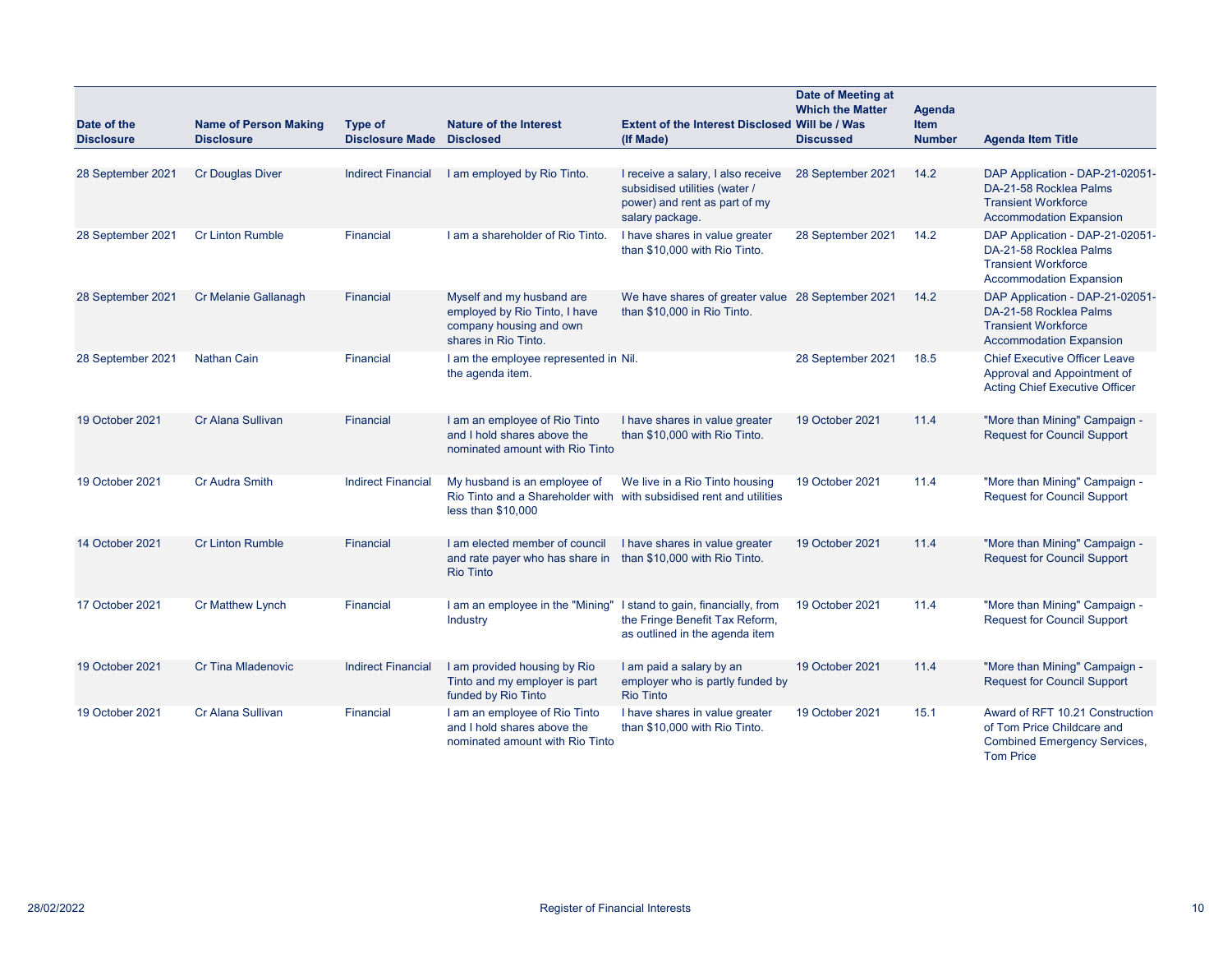| Date of the Disclosure | Name of Person Making Disclosure | Type of Disclosure Made | Nature of the Interest Disclosed | Extent of the Interest Disclosed (If Made) | Date of Meeting at Which the Matter Will be / Was Discussed | Agenda Item Number | Agenda Item Title |
|---|---|---|---|---|---|---|---|
| 28 September 2021 | Cr Douglas Diver | Indirect Financial | I am employed by Rio Tinto. | I receive a salary, I also receive subsidised utilities (water / power) and rent as part of my salary package. | 28 September 2021 | 14.2 | DAP Application - DAP-21-02051-DA-21-58 Rocklea Palms Transient Workforce Accommodation Expansion |
| 28 September 2021 | Cr Linton Rumble | Financial | I am a shareholder of Rio Tinto. | I have shares in value greater than $10,000 with Rio Tinto. | 28 September 2021 | 14.2 | DAP Application - DAP-21-02051-DA-21-58 Rocklea Palms Transient Workforce Accommodation Expansion |
| 28 September 2021 | Cr Melanie Gallanagh | Financial | Myself and my husband are employed by Rio Tinto, I have company housing and own shares in Rio Tinto. | We have shares of greater value than $10,000 in Rio Tinto. | 28 September 2021 | 14.2 | DAP Application - DAP-21-02051-DA-21-58 Rocklea Palms Transient Workforce Accommodation Expansion |
| 28 September 2021 | Nathan Cain | Financial | I am the employee represented in the agenda item. | Nil. | 28 September 2021 | 18.5 | Chief Executive Officer Leave Approval and Appointment of Acting Chief Executive Officer |
| 19 October 2021 | Cr Alana Sullivan | Financial | I am an employee of Rio Tinto and I hold shares above the nominated amount with Rio Tinto | I have shares in value greater than $10,000 with Rio Tinto. | 19 October 2021 | 11.4 | "More than Mining" Campaign - Request for Council Support |
| 19 October 2021 | Cr Audra Smith | Indirect Financial | My husband is an employee of Rio Tinto and a Shareholder with less than $10,000 | We live in a Rio Tinto housing with subsidised rent and utilities | 19 October 2021 | 11.4 | "More than Mining" Campaign - Request for Council Support |
| 14 October 2021 | Cr Linton Rumble | Financial | I am elected member of council and rate payer who has share in Rio Tinto | I have shares in value greater than $10,000 with Rio Tinto. | 19 October 2021 | 11.4 | "More than Mining" Campaign - Request for Council Support |
| 17 October 2021 | Cr Matthew Lynch | Financial | I am an employee in the "Mining" Industry | I stand to gain, financially, from the Fringe Benefit Tax Reform, as outlined in the agenda item | 19 October 2021 | 11.4 | "More than Mining" Campaign - Request for Council Support |
| 19 October 2021 | Cr Tina Mladenovic | Indirect Financial | I am provided housing by Rio Tinto and my employer is part funded by Rio Tinto | I am paid a salary by an employer who is partly funded by Rio Tinto | 19 October 2021 | 11.4 | "More than Mining" Campaign - Request for Council Support |
| 19 October 2021 | Cr Alana Sullivan | Financial | I am an employee of Rio Tinto and I hold shares above the nominated amount with Rio Tinto | I have shares in value greater than $10,000 with Rio Tinto. | 19 October 2021 | 15.1 | Award of RFT 10.21 Construction of Tom Price Childcare and Combined Emergency Services, Tom Price |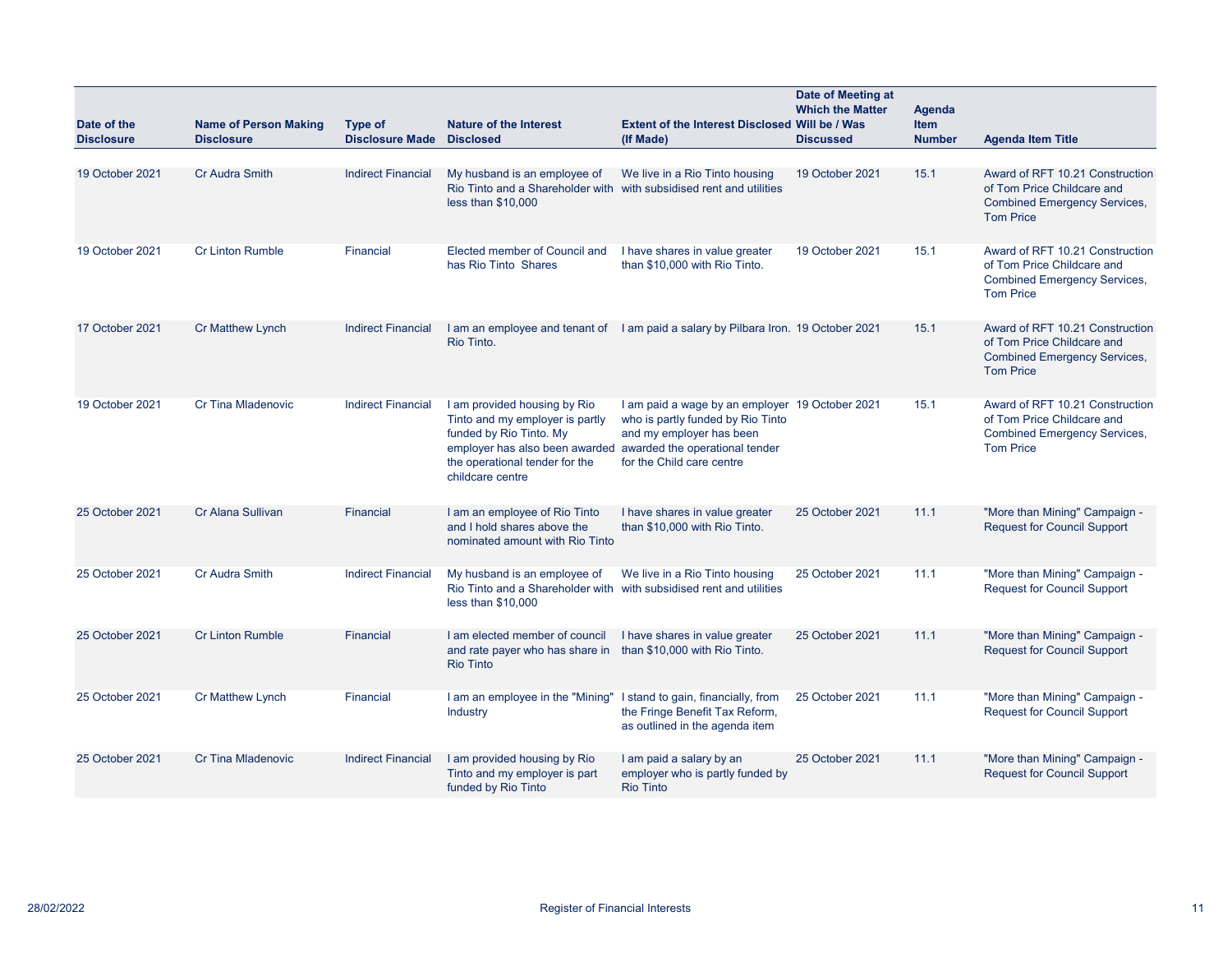| Date of the Disclosure | Name of Person Making Disclosure | Type of Disclosure Made | Nature of the Interest Disclosed | Extent of the Interest Disclosed (If Made) | Date of Meeting at Which the Matter Will be / Was Discussed | Agenda Item Number | Agenda Item Title |
|---|---|---|---|---|---|---|---|
| 19 October 2021 | Cr Audra Smith | Indirect Financial | My husband is an employee of Rio Tinto and a Shareholder with less than $10,000 | We live in a Rio Tinto housing with subsidised rent and utilities | 19 October 2021 | 15.1 | Award of RFT 10.21 Construction of Tom Price Childcare and Combined Emergency Services, Tom Price |
| 19 October 2021 | Cr Linton Rumble | Financial | Elected member of Council and has Rio Tinto Shares | I have shares in value greater than $10,000 with Rio Tinto. | 19 October 2021 | 15.1 | Award of RFT 10.21 Construction of Tom Price Childcare and Combined Emergency Services, Tom Price |
| 17 October 2021 | Cr Matthew Lynch | Indirect Financial | I am an employee and tenant of Rio Tinto. | I am paid a salary by Pilbara Iron. | 19 October 2021 | 15.1 | Award of RFT 10.21 Construction of Tom Price Childcare and Combined Emergency Services, Tom Price |
| 19 October 2021 | Cr Tina Mladenovic | Indirect Financial | I am provided housing by Rio Tinto and my employer is partly funded by Rio Tinto. My employer has also been awarded the operational tender for the childcare centre | I am paid a wage by an employer who is partly funded by Rio Tinto and my employer has been awarded the operational tender for the Child care centre | 19 October 2021 | 15.1 | Award of RFT 10.21 Construction of Tom Price Childcare and Combined Emergency Services, Tom Price |
| 25 October 2021 | Cr Alana Sullivan | Financial | I am an employee of Rio Tinto and I hold shares above the nominated amount with Rio Tinto | I have shares in value greater than $10,000 with Rio Tinto. | 25 October 2021 | 11.1 | "More than Mining" Campaign - Request for Council Support |
| 25 October 2021 | Cr Audra Smith | Indirect Financial | My husband is an employee of Rio Tinto and a Shareholder with less than $10,000 | We live in a Rio Tinto housing with subsidised rent and utilities | 25 October 2021 | 11.1 | "More than Mining" Campaign - Request for Council Support |
| 25 October 2021 | Cr Linton Rumble | Financial | I am elected member of council and rate payer who has share in Rio Tinto | I have shares in value greater than $10,000 with Rio Tinto. | 25 October 2021 | 11.1 | "More than Mining" Campaign - Request for Council Support |
| 25 October 2021 | Cr Matthew Lynch | Financial | I am an employee in the "Mining" Industry | I stand to gain, financially, from the Fringe Benefit Tax Reform, as outlined in the agenda item | 25 October 2021 | 11.1 | "More than Mining" Campaign - Request for Council Support |
| 25 October 2021 | Cr Tina Mladenovic | Indirect Financial | I am provided housing by Rio Tinto and my employer is part funded by Rio Tinto | I am paid a salary by an employer who is partly funded by Rio Tinto | 25 October 2021 | 11.1 | "More than Mining" Campaign - Request for Council Support |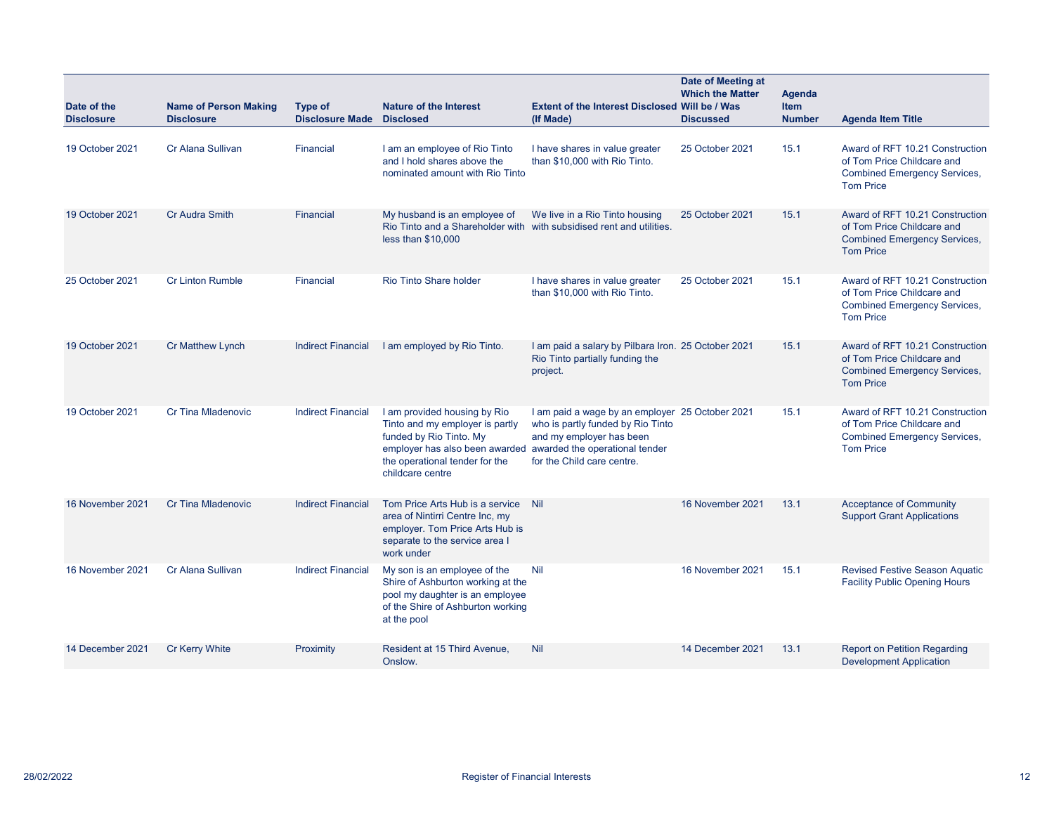| Date of the Disclosure | Name of Person Making Disclosure | Type of Disclosure Made | Nature of the Interest Disclosed | Extent of the Interest Disclosed (If Made) | Date of Meeting at Which the Matter Will be / Was Discussed | Agenda Item Number | Agenda Item Title |
|---|---|---|---|---|---|---|---|
| 19 October 2021 | Cr Alana Sullivan | Financial | I am an employee of Rio Tinto and I hold shares above the nominated amount with Rio Tinto | I have shares in value greater than $10,000 with Rio Tinto. | 25 October 2021 | 15.1 | Award of RFT 10.21 Construction of Tom Price Childcare and Combined Emergency Services, Tom Price |
| 19 October 2021 | Cr Audra Smith | Financial | My husband is an employee of Rio Tinto and a Shareholder with less than $10,000 | We live in a Rio Tinto housing with subsidised rent and utilities. | 25 October 2021 | 15.1 | Award of RFT 10.21 Construction of Tom Price Childcare and Combined Emergency Services, Tom Price |
| 25 October 2021 | Cr Linton Rumble | Financial | Rio Tinto Share holder | I have shares in value greater than $10,000 with Rio Tinto. | 25 October 2021 | 15.1 | Award of RFT 10.21 Construction of Tom Price Childcare and Combined Emergency Services, Tom Price |
| 19 October 2021 | Cr Matthew Lynch | Indirect Financial | I am employed by Rio Tinto. | I am paid a salary by Pilbara Iron. Rio Tinto partially funding the project. | 25 October 2021 | 15.1 | Award of RFT 10.21 Construction of Tom Price Childcare and Combined Emergency Services, Tom Price |
| 19 October 2021 | Cr Tina Mladenovic | Indirect Financial | I am provided housing by Rio Tinto and my employer is partly funded by Rio Tinto. My employer has also been awarded the operational tender for the childcare centre | I am paid a wage by an employer who is partly funded by Rio Tinto and my employer has been awarded the operational tender for the Child care centre. | 25 October 2021 | 15.1 | Award of RFT 10.21 Construction of Tom Price Childcare and Combined Emergency Services, Tom Price |
| 16 November 2021 | Cr Tina Mladenovic | Indirect Financial | Tom Price Arts Hub is a service area of Nintirri Centre Inc, my employer. Tom Price Arts Hub is separate to the service area I work under | Nil | 16 November 2021 | 13.1 | Acceptance of Community Support Grant Applications |
| 16 November 2021 | Cr Alana Sullivan | Indirect Financial | My son is an employee of the Shire of Ashburton working at the pool my daughter is an employee of the Shire of Ashburton working at the pool | Nil | 16 November 2021 | 15.1 | Revised Festive Season Aquatic Facility Public Opening Hours |
| 14 December 2021 | Cr Kerry White | Proximity | Resident at 15 Third Avenue, Onslow. | Nil | 14 December 2021 | 13.1 | Report on Petition Regarding Development Application |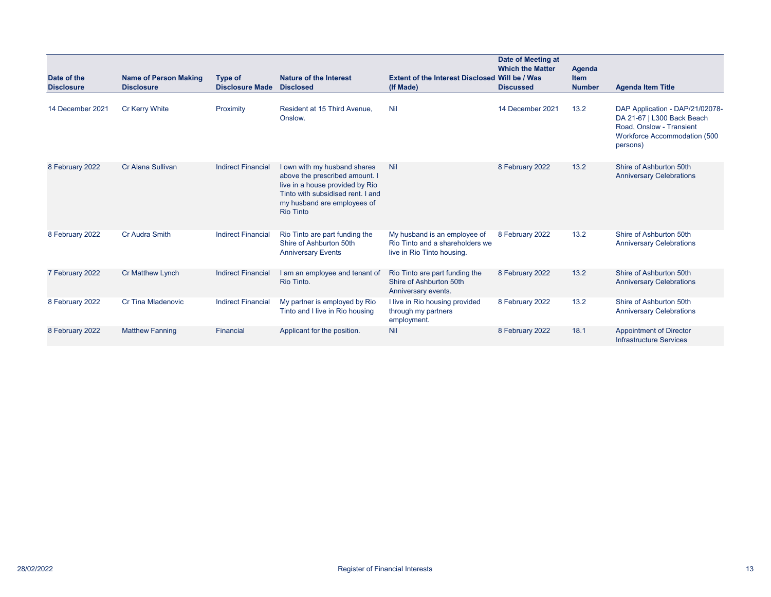| Date of the Disclosure | Name of Person Making Disclosure | Type of Disclosure Made | Nature of the Interest Disclosed | Extent of the Interest Disclosed (If Made) | Date of Meeting at Which the Matter Will be / Was Discussed | Agenda Item Number | Agenda Item Title |
|---|---|---|---|---|---|---|---|
| 14 December 2021 | Cr Kerry White | Proximity | Resident at 15 Third Avenue, Onslow. | Nil | 14 December 2021 | 13.2 | DAP Application - DAP/21/02078-DA 21-67 \| L300 Back Beach Road, Onslow - Transient Workforce Accommodation (500 persons) |
| 8 February 2022 | Cr Alana Sullivan | Indirect Financial | I own with my husband shares above the prescribed amount. I live in a house provided by Rio Tinto with subsidised rent. I and my husband are employees of Rio Tinto | Nil | 8 February 2022 | 13.2 | Shire of Ashburton 50th Anniversary Celebrations |
| 8 February 2022 | Cr Audra Smith | Indirect Financial | Rio Tinto are part funding the Shire of Ashburton 50th Anniversary Events | My husband is an employee of Rio Tinto and a shareholders we live in Rio Tinto housing. | 8 February 2022 | 13.2 | Shire of Ashburton 50th Anniversary Celebrations |
| 7 February 2022 | Cr Matthew Lynch | Indirect Financial | I am an employee and tenant of Rio Tinto. | Rio Tinto are part funding the Shire of Ashburton 50th Anniversary events. | 8 February 2022 | 13.2 | Shire of Ashburton 50th Anniversary Celebrations |
| 8 February 2022 | Cr Tina Mladenovic | Indirect Financial | My partner is employed by Rio Tinto and I live in Rio housing | I live in Rio housing provided through my partners employment. | 8 February 2022 | 13.2 | Shire of Ashburton 50th Anniversary Celebrations |
| 8 February 2022 | Matthew Fanning | Financial | Applicant for the position. | Nil | 8 February 2022 | 18.1 | Appointment of Director Infrastructure Services |